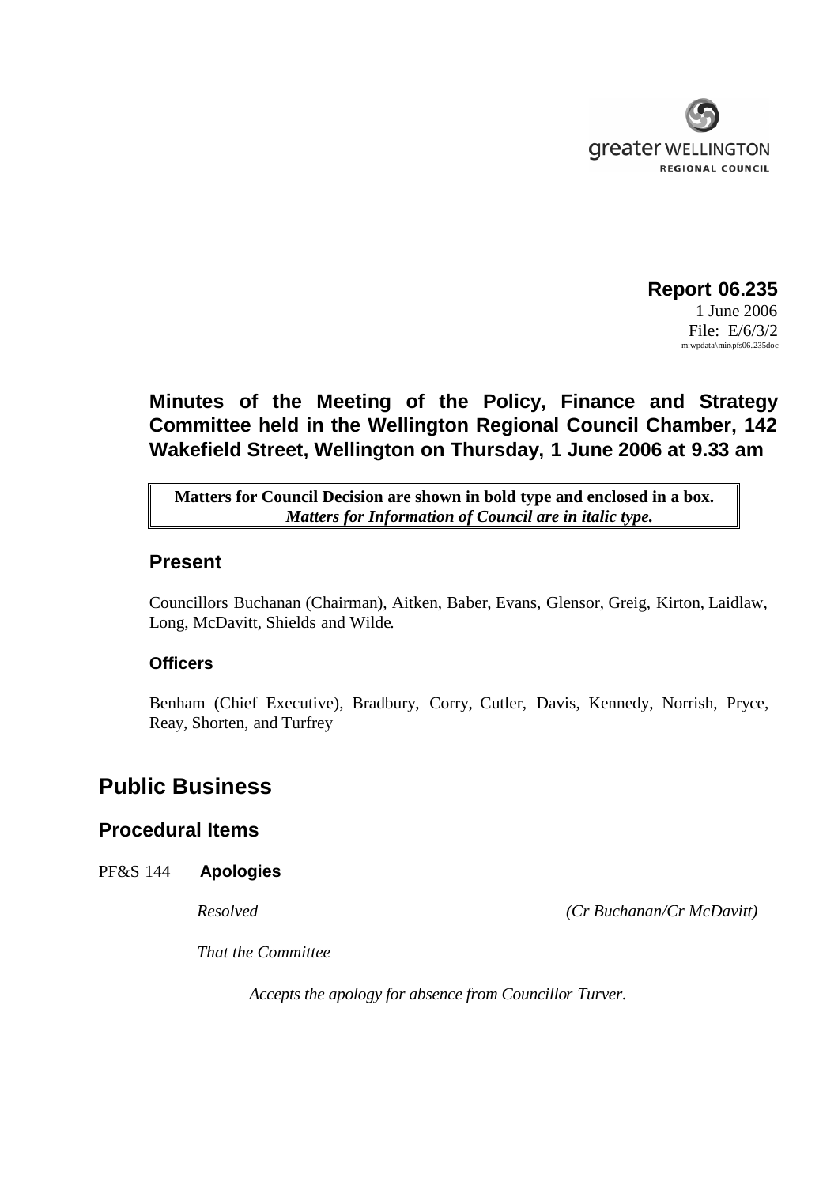greater WELLINGTON
REGIONAL COUNCIL

**Report 06.235**
1 June 2006
File: E/6/3/2
m:wpdata\min\pfs06.235doc

## Minutes of the Meeting of the Policy, Finance and Strategy Committee held in the Wellington Regional Council Chamber, 142 Wakefield Street, Wellington on Thursday, 1 June 2006 at 9.33 am

| **Matters for Council Decision are shown in bold type and enclosed in a box.** ***Matters for Information of Council are in italic type.*** |
|---|

## Present

Councillors Buchanan (Chairman), Aitken, Baber, Evans, Glensor, Greig, Kirton, Laidlaw, Long, McDavitt, Shields and Wilde.

### Officers

Benham (Chief Executive), Bradbury, Corry, Cutler, Davis, Kennedy, Norrish, Pryce, Reay, Shorten, and Turfrey

# Public Business

## Procedural Items

PF&S 144 **Apologies**

*Resolved* *(Cr Buchanan/Cr McDavitt)*

*That the Committee*

*Accepts the apology for absence from Councillor Turver.*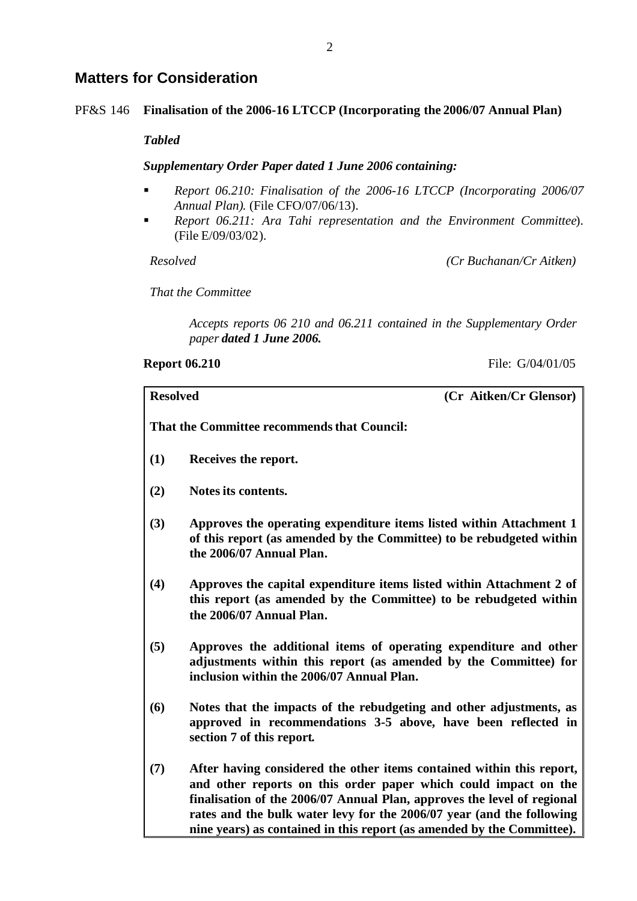## Matters for Consideration

PF&S 146 **Finalisation of the 2006-16 LTCCP (Incorporating the 2006/07 Annual Plan)**

***Tabled***

***Supplementary Order Paper dated 1 June 2006 containing:***

- *Report 06.210: Finalisation of the 2006-16 LTCCP (Incorporating 2006/07 Annual Plan).* (File CFO/07/06/13).
- *Report 06.211: Ara Tahi representation and the Environment Committee*). (File E/09/03/02).

*Resolved* *(Cr Buchanan/Cr Aitken)*

*That the Committee*

*Accepts reports 06 210 and 06.211 contained in the Supplementary Order paper **dated 1 June 2006.***

**Report 06.210** File: G/04/01/05

**Resolved** **(Cr Aitken/Cr Glensor)**

**That the Committee recommends that Council:**

**(1)** **Receives the report.**

**(2)** **Notes its contents.**

**(3)** **Approves the operating expenditure items listed within Attachment 1 of this report (as amended by the Committee) to be rebudgeted within the 2006/07 Annual Plan.**

**(4)** **Approves the capital expenditure items listed within Attachment 2 of this report (as amended by the Committee) to be rebudgeted within the 2006/07 Annual Plan.**

**(5)** **Approves the additional items of operating expenditure and other adjustments within this report (as amended by the Committee) for inclusion within the 2006/07 Annual Plan.**

**(6)** **Notes that the impacts of the rebudgeting and other adjustments, as approved in recommendations 3-5 above, have been reflected in section 7 of this report.**

**(7)** **After having considered the other items contained within this report, and other reports on this order paper which could impact on the finalisation of the 2006/07 Annual Plan, approves the level of regional rates and the bulk water levy for the 2006/07 year (and the following nine years) as contained in this report (as amended by the Committee).**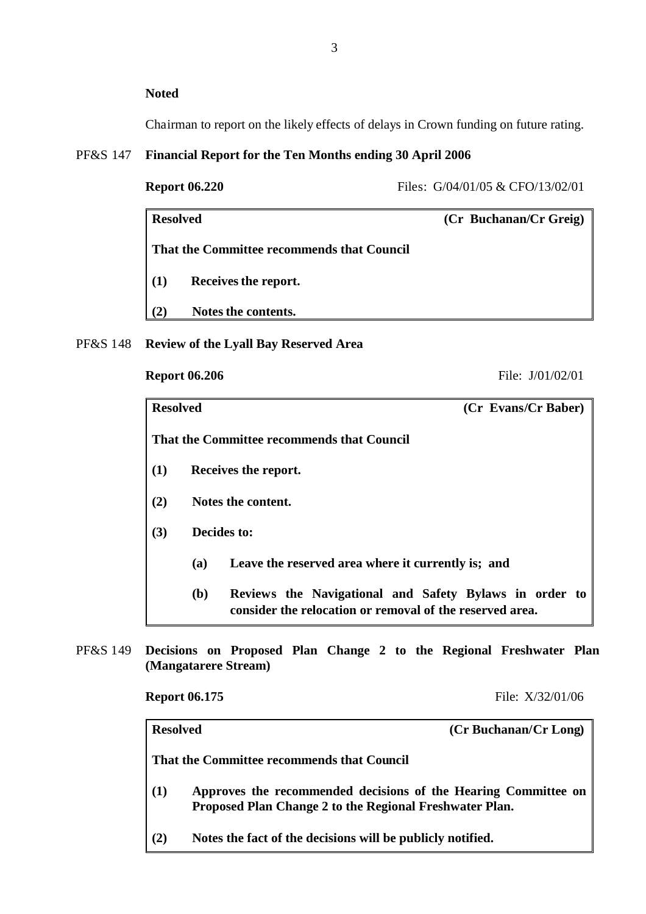**Noted**

Chairman to report on the likely effects of delays in Crown funding on future rating.

PF&S 147 **Financial Report for the Ten Months ending 30 April 2006**

**Report 06.220** Files: G/04/01/05 & CFO/13/02/01

> **Resolved** **(Cr Buchanan/Cr Greig)**
>
> **That the Committee recommends that Council**
>
> **(1) Receives the report.**
>
> **(2) Notes the contents.**

PF&S 148 **Review of the Lyall Bay Reserved Area**

**Report 06.206** File: J/01/02/01

> **Resolved** **(Cr Evans/Cr Baber)**
>
> **That the Committee recommends that Council**
>
> **(1) Receives the report.**
>
> **(2) Notes the content.**
>
> **(3) Decides to:**
>
> **(a) Leave the reserved area where it currently is; and**
>
> **(b) Reviews the Navigational and Safety Bylaws in order to consider the relocation or removal of the reserved area.**

PF&S 149 **Decisions on Proposed Plan Change 2 to the Regional Freshwater Plan (Mangatarere Stream)**

**Report 06.175** File: X/32/01/06

> **Resolved** **(Cr Buchanan/Cr Long)**
>
> **That the Committee recommends that Council**
>
> **(1) Approves the recommended decisions of the Hearing Committee on Proposed Plan Change 2 to the Regional Freshwater Plan.**
>
> **(2) Notes the fact of the decisions will be publicly notified.**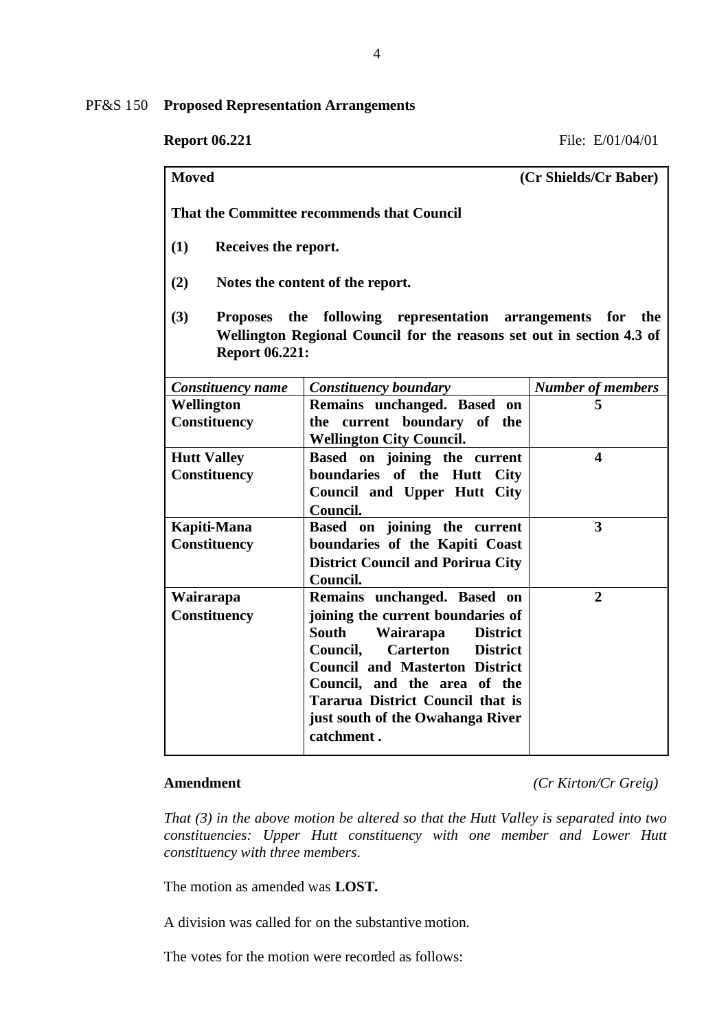PF&S 150 **Proposed Representation Arrangements**

**Report 06.221** File: E/01/04/01

**Moved** **(Cr Shields/Cr Baber)**

**That the Committee recommends that Council**

**(1) Receives the report.**

**(2) Notes the content of the report.**

**(3) Proposes the following representation arrangements for the Wellington Regional Council for the reasons set out in section 4.3 of Report 06.221:**

| *Constituency name* | *Constituency boundary* | *Number of members* |
|---|---|---|
| **Wellington Constituency** | **Remains unchanged. Based on the current boundary of the Wellington City Council.** | **5** |
| **Hutt Valley Constituency** | **Based on joining the current boundaries of the Hutt City Council and Upper Hutt City Council.** | **4** |
| **Kapiti-Mana Constituency** | **Based on joining the current boundaries of the Kapiti Coast District Council and Porirua City Council.** | **3** |
| **Wairarapa Constituency** | **Remains unchanged. Based on joining the current boundaries of South Wairarapa District Council, Carterton District Council and Masterton District Council, and the area of the Tararua District Council that is just south of the Owahanga River catchment .** | **2** |

**Amendment** *(Cr Kirton/Cr Greig)*

*That (3) in the above motion be altered so that the Hutt Valley is separated into two constituencies: Upper Hutt constituency with one member and Lower Hutt constituency with three members.*

The motion as amended was **LOST.**

A division was called for on the substantive motion.

The votes for the motion were recorded as follows: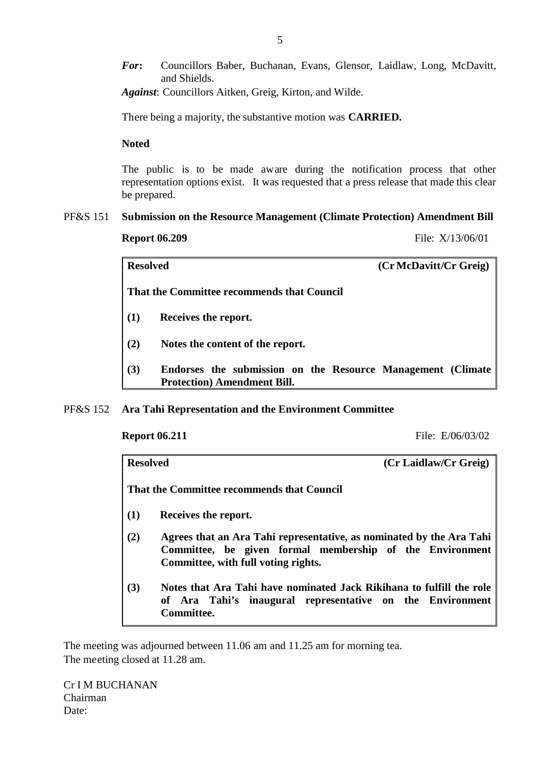***For*****:** Councillors Baber, Buchanan, Evans, Glensor, Laidlaw, Long, McDavitt, and Shields.

***Against***: Councillors Aitken, Greig, Kirton, and Wilde.

There being a majority, the substantive motion was **CARRIED.**

**Noted**

The public is to be made aware during the notification process that other representation options exist. It was requested that a press release that made this clear be prepared.

PF&S 151 **Submission on the Resource Management (Climate Protection) Amendment Bill**

**Report 06.209** File: X/13/06/01

**Resolved** **(Cr McDavitt/Cr Greig)**

**That the Committee recommends that Council**

**(1) Receives the report.**

**(2) Notes the content of the report.**

**(3) Endorses the submission on the Resource Management (Climate Protection) Amendment Bill.**

PF&S 152 **Ara Tahi Representation and the Environment Committee**

**Report 06.211** File: E/06/03/02

**Resolved** **(Cr Laidlaw/Cr Greig)**

**That the Committee recommends that Council**

**(1) Receives the report.**

**(2) Agrees that an Ara Tahi representative, as nominated by the Ara Tahi Committee, be given formal membership of the Environment Committee, with full voting rights.**

**(3) Notes that Ara Tahi have nominated Jack Rikihana to fulfill the role of Ara Tahi's inaugural representative on the Environment Committee.**

The meeting was adjourned between 11.06 am and 11.25 am for morning tea.
The meeting closed at 11.28 am.

Cr I M BUCHANAN
Chairman
Date: